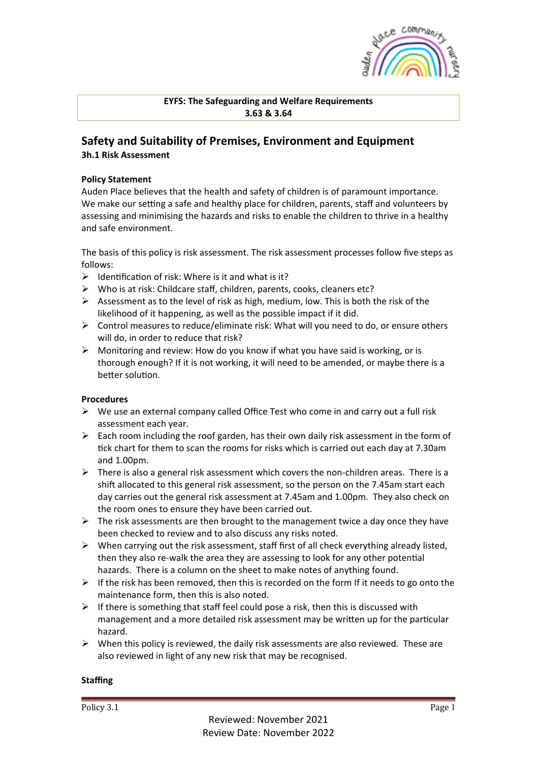**EYFS: The Safeguarding and Welfare Requirements**
**3.63 & 3.64**

## Safety and Suitability of Premises, Environment and Equipment

### 3h.1 Risk Assessment

**Policy Statement**

Auden Place believes that the health and safety of children is of paramount importance. We make our setting a safe and healthy place for children, parents, staff and volunteers by assessing and minimising the hazards and risks to enable the children to thrive in a healthy and safe environment.

The basis of this policy is risk assessment. The risk assessment processes follow five steps as follows:

- Identification of risk: Where is it and what is it?
- Who is at risk: Childcare staff, children, parents, cooks, cleaners etc?
- Assessment as to the level of risk as high, medium, low. This is both the risk of the likelihood of it happening, as well as the possible impact if it did.
- Control measures to reduce/eliminate risk: What will you need to do, or ensure others will do, in order to reduce that risk?
- Monitoring and review: How do you know if what you have said is working, or is thorough enough? If it is not working, it will need to be amended, or maybe there is a better solution.

**Procedures**

- We use an external company called Office Test who come in and carry out a full risk assessment each year.
- Each room including the roof garden, has their own daily risk assessment in the form of tick chart for them to scan the rooms for risks which is carried out each day at 7.30am and 1.00pm.
- There is also a general risk assessment which covers the non-children areas. There is a shift allocated to this general risk assessment, so the person on the 7.45am start each day carries out the general risk assessment at 7.45am and 1.00pm. They also check on the room ones to ensure they have been carried out.
- The risk assessments are then brought to the management twice a day once they have been checked to review and to also discuss any risks noted.
- When carrying out the risk assessment, staff first of all check everything already listed, then they also re-walk the area they are assessing to look for any other potential hazards. There is a column on the sheet to make notes of anything found.
- If the risk has been removed, then this is recorded on the form If it needs to go onto the maintenance form, then this is also noted.
- If there is something that staff feel could pose a risk, then this is discussed with management and a more detailed risk assessment may be written up for the particular hazard.
- When this policy is reviewed, the daily risk assessments are also reviewed. These are also reviewed in light of any new risk that may be recognised.

**Staffing**

Reviewed: November 2021
Review Date: November 2022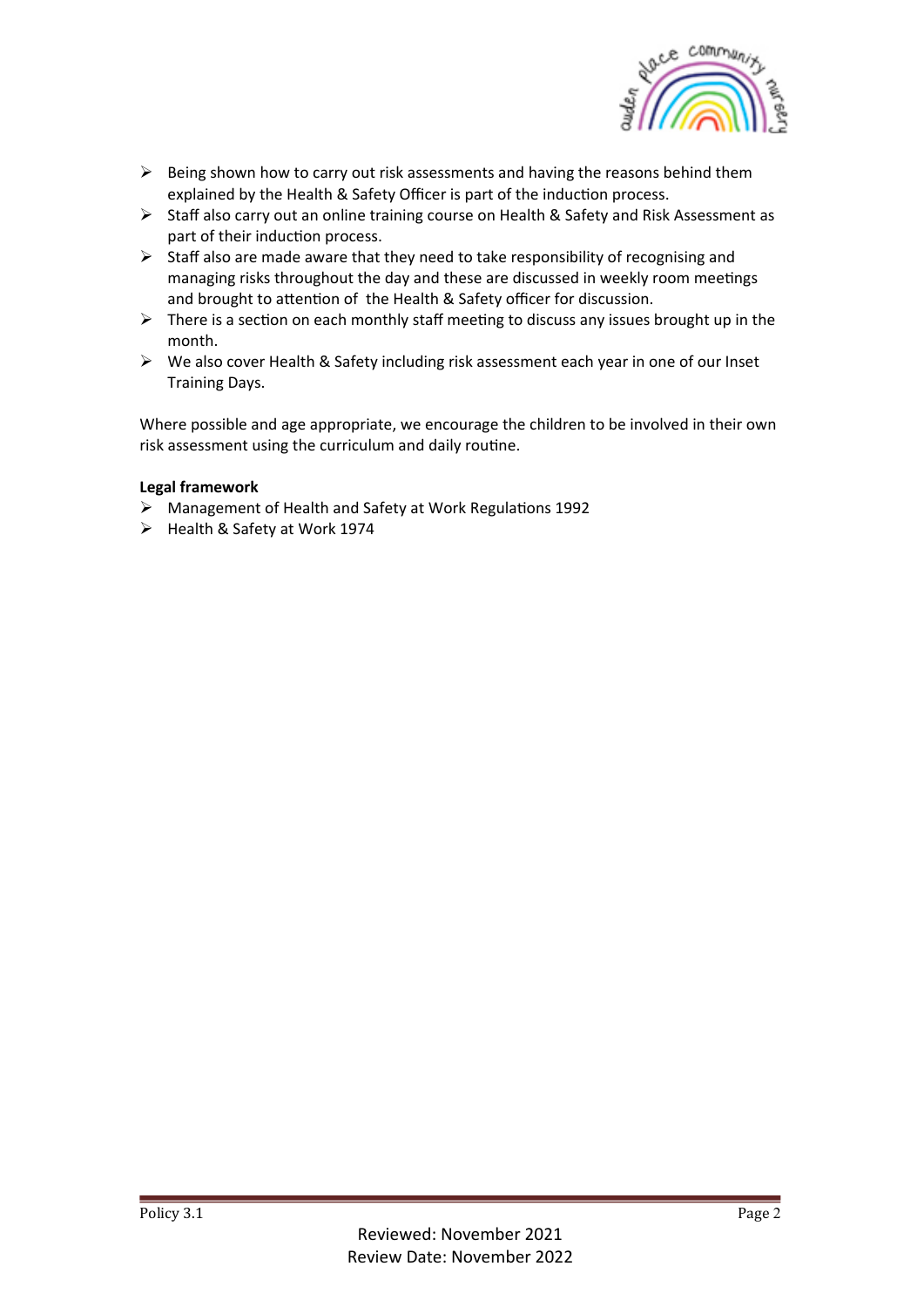- Being shown how to carry out risk assessments and having the reasons behind them explained by the Health & Safety Officer is part of the induction process.
- Staff also carry out an online training course on Health & Safety and Risk Assessment as part of their induction process.
- Staff also are made aware that they need to take responsibility of recognising and managing risks throughout the day and these are discussed in weekly room meetings and brought to attention of the Health & Safety officer for discussion.
- There is a section on each monthly staff meeting to discuss any issues brought up in the month.
- We also cover Health & Safety including risk assessment each year in one of our Inset Training Days.

Where possible and age appropriate, we encourage the children to be involved in their own risk assessment using the curriculum and daily routine.

**Legal framework**

- Management of Health and Safety at Work Regulations 1992
- Health & Safety at Work 1974

Reviewed: November 2021

Review Date: November 2022